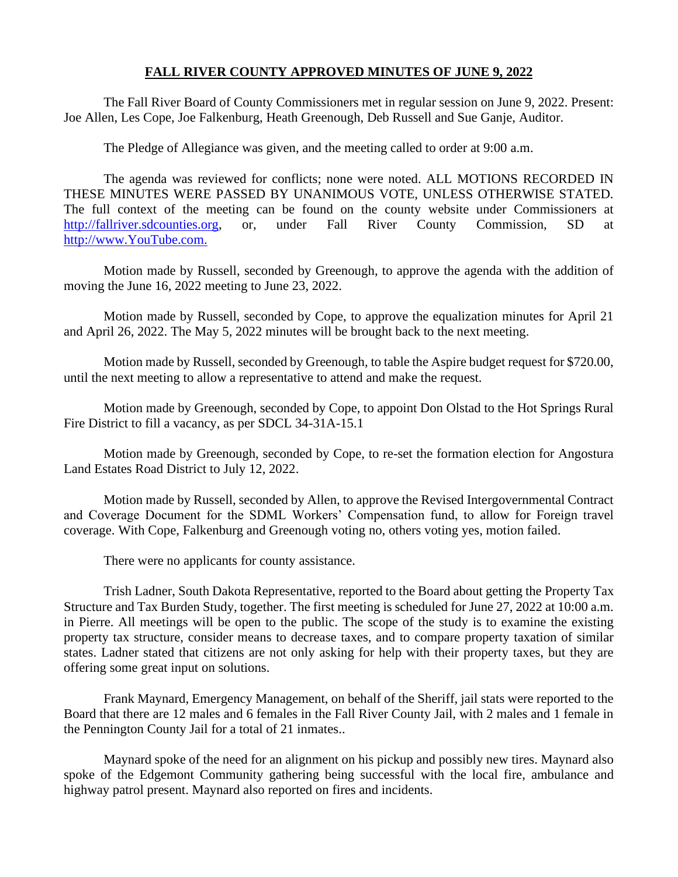**FALL RIVER COUNTY APPROVED MINUTES OF JUNE 9, 2022**

The Fall River Board of County Commissioners met in regular session on June 9, 2022. Present: Joe Allen, Les Cope, Joe Falkenburg, Heath Greenough, Deb Russell and Sue Ganje, Auditor.

The Pledge of Allegiance was given, and the meeting called to order at 9:00 a.m.

The agenda was reviewed for conflicts; none were noted. ALL MOTIONS RECORDED IN THESE MINUTES WERE PASSED BY UNANIMOUS VOTE, UNLESS OTHERWISE STATED. The full context of the meeting can be found on the county website under Commissioners at http://fallriver.sdcounties.org, or, under Fall River County Commission, SD at http://www.YouTube.com.

Motion made by Russell, seconded by Greenough, to approve the agenda with the addition of moving the June 16, 2022 meeting to June 23, 2022.

Motion made by Russell, seconded by Cope, to approve the equalization minutes for April 21 and April 26, 2022. The May 5, 2022 minutes will be brought back to the next meeting.

Motion made by Russell, seconded by Greenough, to table the Aspire budget request for $720.00, until the next meeting to allow a representative to attend and make the request.

Motion made by Greenough, seconded by Cope, to appoint Don Olstad to the Hot Springs Rural Fire District to fill a vacancy, as per SDCL 34-31A-15.1

Motion made by Greenough, seconded by Cope, to re-set the formation election for Angostura Land Estates Road District to July 12, 2022.

Motion made by Russell, seconded by Allen, to approve the Revised Intergovernmental Contract and Coverage Document for the SDML Workers' Compensation fund, to allow for Foreign travel coverage. With Cope, Falkenburg and Greenough voting no, others voting yes, motion failed.

There were no applicants for county assistance.

Trish Ladner, South Dakota Representative, reported to the Board about getting the Property Tax Structure and Tax Burden Study, together. The first meeting is scheduled for June 27, 2022 at 10:00 a.m. in Pierre. All meetings will be open to the public. The scope of the study is to examine the existing property tax structure, consider means to decrease taxes, and to compare property taxation of similar states. Ladner stated that citizens are not only asking for help with their property taxes, but they are offering some great input on solutions.

Frank Maynard, Emergency Management, on behalf of the Sheriff, jail stats were reported to the Board that there are 12 males and 6 females in the Fall River County Jail, with 2 males and 1 female in the Pennington County Jail for a total of 21 inmates..

Maynard spoke of the need for an alignment on his pickup and possibly new tires. Maynard also spoke of the Edgemont Community gathering being successful with the local fire, ambulance and highway patrol present. Maynard also reported on fires and incidents.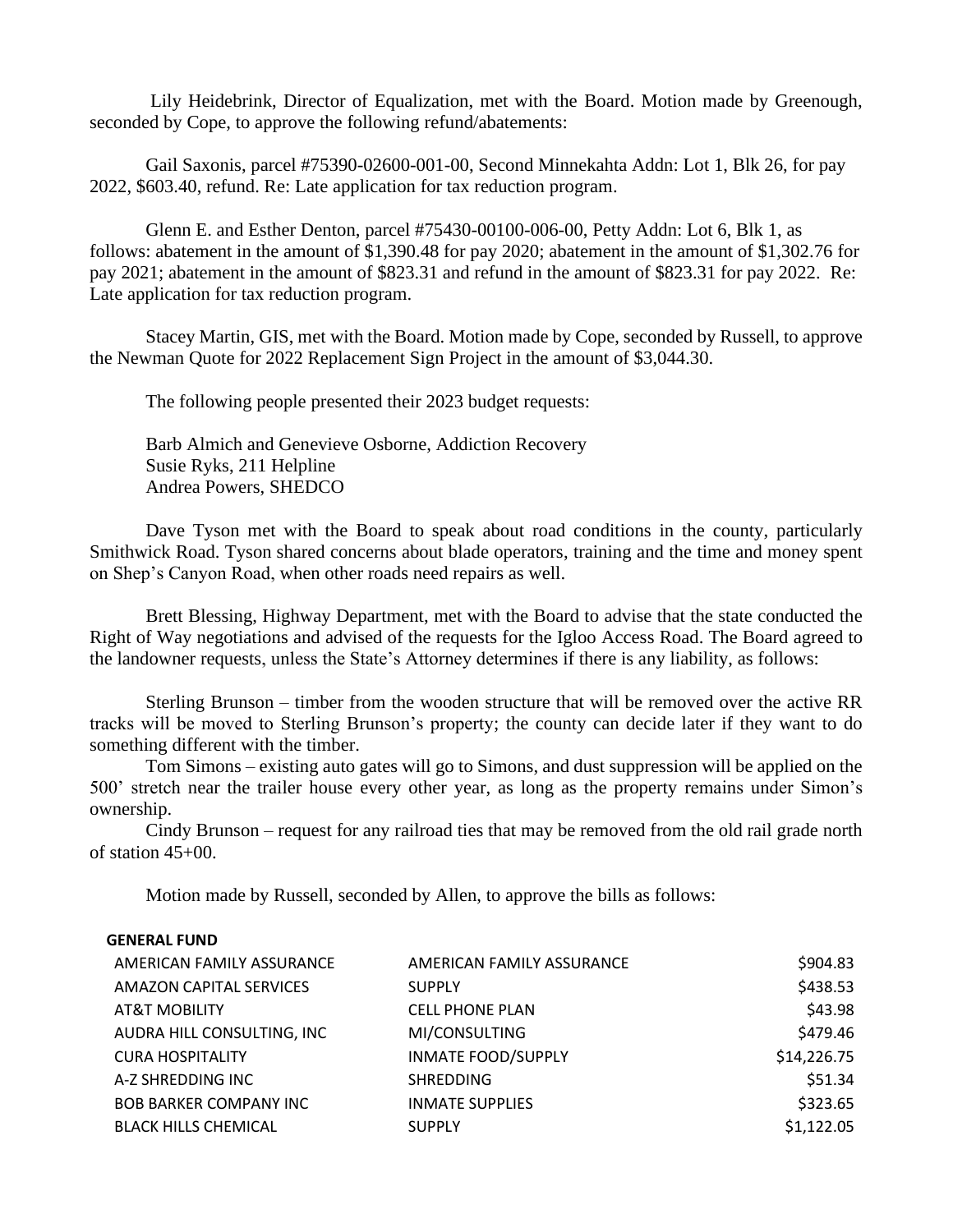Lily Heidebrink, Director of Equalization, met with the Board. Motion made by Greenough, seconded by Cope, to approve the following refund/abatements:

Gail Saxonis, parcel #75390-02600-001-00, Second Minnekahta Addn: Lot 1, Blk 26, for pay 2022, $603.40, refund. Re: Late application for tax reduction program.

Glenn E. and Esther Denton, parcel #75430-00100-006-00, Petty Addn: Lot 6, Blk 1, as follows: abatement in the amount of $1,390.48 for pay 2020; abatement in the amount of $1,302.76 for pay 2021; abatement in the amount of $823.31 and refund in the amount of $823.31 for pay 2022. Re: Late application for tax reduction program.

Stacey Martin, GIS, met with the Board. Motion made by Cope, seconded by Russell, to approve the Newman Quote for 2022 Replacement Sign Project in the amount of $3,044.30.

The following people presented their 2023 budget requests:

Barb Almich and Genevieve Osborne, Addiction Recovery
Susie Ryks, 211 Helpline
Andrea Powers, SHEDCO

Dave Tyson met with the Board to speak about road conditions in the county, particularly Smithwick Road. Tyson shared concerns about blade operators, training and the time and money spent on Shep's Canyon Road, when other roads need repairs as well.

Brett Blessing, Highway Department, met with the Board to advise that the state conducted the Right of Way negotiations and advised of the requests for the Igloo Access Road. The Board agreed to the landowner requests, unless the State's Attorney determines if there is any liability, as follows:

Sterling Brunson – timber from the wooden structure that will be removed over the active RR tracks will be moved to Sterling Brunson's property; the county can decide later if they want to do something different with the timber.

Tom Simons – existing auto gates will go to Simons, and dust suppression will be applied on the 500' stretch near the trailer house every other year, as long as the property remains under Simon's ownership.

Cindy Brunson – request for any railroad ties that may be removed from the old rail grade north of station 45+00.

Motion made by Russell, seconded by Allen, to approve the bills as follows:

**GENERAL FUND**

| | | |
|---|---|---:|
| AMERICAN FAMILY ASSURANCE | AMERICAN FAMILY ASSURANCE | $904.83 |
| AMAZON CAPITAL SERVICES | SUPPLY | $438.53 |
| AT&T MOBILITY | CELL PHONE PLAN | $43.98 |
| AUDRA HILL CONSULTING, INC | MI/CONSULTING | $479.46 |
| CURA HOSPITALITY | INMATE FOOD/SUPPLY | $14,226.75 |
| A-Z SHREDDING INC | SHREDDING | $51.34 |
| BOB BARKER COMPANY INC | INMATE SUPPLIES | $323.65 |
| BLACK HILLS CHEMICAL | SUPPLY | $1,122.05 |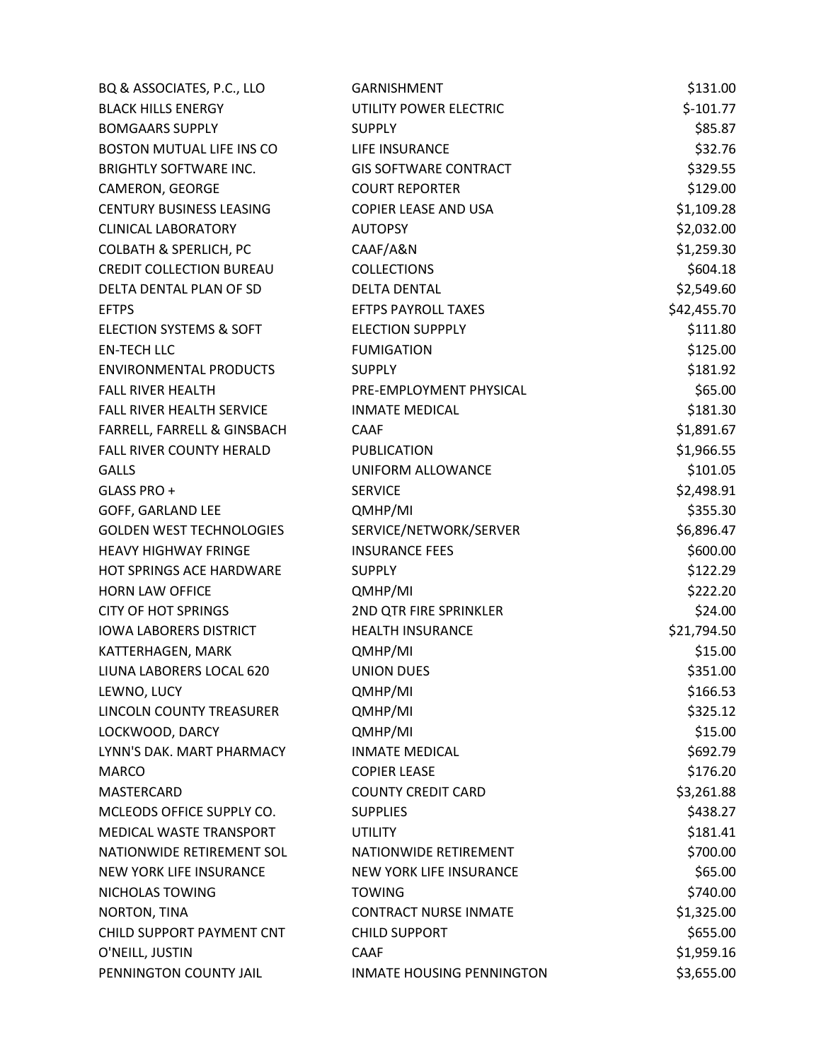| | | |
|---|---|---|
| BQ & ASSOCIATES, P.C., LLO | GARNISHMENT | $131.00 |
| BLACK HILLS ENERGY | UTILITY POWER ELECTRIC | $-101.77 |
| BOMGAARS SUPPLY | SUPPLY | $85.87 |
| BOSTON MUTUAL LIFE INS CO | LIFE INSURANCE | $32.76 |
| BRIGHTLY SOFTWARE INC. | GIS SOFTWARE CONTRACT | $329.55 |
| CAMERON, GEORGE | COURT REPORTER | $129.00 |
| CENTURY BUSINESS LEASING | COPIER LEASE AND USA | $1,109.28 |
| CLINICAL LABORATORY | AUTOPSY | $2,032.00 |
| COLBATH & SPERLICH, PC | CAAF/A&N | $1,259.30 |
| CREDIT COLLECTION BUREAU | COLLECTIONS | $604.18 |
| DELTA DENTAL PLAN OF SD | DELTA DENTAL | $2,549.60 |
| EFTPS | EFTPS PAYROLL TAXES | $42,455.70 |
| ELECTION SYSTEMS & SOFT | ELECTION SUPPPLY | $111.80 |
| EN-TECH LLC | FUMIGATION | $125.00 |
| ENVIRONMENTAL PRODUCTS | SUPPLY | $181.92 |
| FALL RIVER HEALTH | PRE-EMPLOYMENT PHYSICAL | $65.00 |
| FALL RIVER HEALTH SERVICE | INMATE MEDICAL | $181.30 |
| FARRELL, FARRELL & GINSBACH | CAAF | $1,891.67 |
| FALL RIVER COUNTY HERALD | PUBLICATION | $1,966.55 |
| GALLS | UNIFORM ALLOWANCE | $101.05 |
| GLASS PRO + | SERVICE | $2,498.91 |
| GOFF, GARLAND LEE | QMHP/MI | $355.30 |
| GOLDEN WEST TECHNOLOGIES | SERVICE/NETWORK/SERVER | $6,896.47 |
| HEAVY HIGHWAY FRINGE | INSURANCE FEES | $600.00 |
| HOT SPRINGS ACE HARDWARE | SUPPLY | $122.29 |
| HORN LAW OFFICE | QMHP/MI | $222.20 |
| CITY OF HOT SPRINGS | 2ND QTR FIRE SPRINKLER | $24.00 |
| IOWA LABORERS DISTRICT | HEALTH INSURANCE | $21,794.50 |
| KATTERHAGEN, MARK | QMHP/MI | $15.00 |
| LIUNA LABORERS LOCAL 620 | UNION DUES | $351.00 |
| LEWNO, LUCY | QMHP/MI | $166.53 |
| LINCOLN COUNTY TREASURER | QMHP/MI | $325.12 |
| LOCKWOOD, DARCY | QMHP/MI | $15.00 |
| LYNN'S DAK. MART PHARMACY | INMATE MEDICAL | $692.79 |
| MARCO | COPIER LEASE | $176.20 |
| MASTERCARD | COUNTY CREDIT CARD | $3,261.88 |
| MCLEODS OFFICE SUPPLY CO. | SUPPLIES | $438.27 |
| MEDICAL WASTE TRANSPORT | UTILITY | $181.41 |
| NATIONWIDE RETIREMENT SOL | NATIONWIDE RETIREMENT | $700.00 |
| NEW YORK LIFE INSURANCE | NEW YORK LIFE INSURANCE | $65.00 |
| NICHOLAS TOWING | TOWING | $740.00 |
| NORTON, TINA | CONTRACT NURSE INMATE | $1,325.00 |
| CHILD SUPPORT PAYMENT CNT | CHILD SUPPORT | $655.00 |
| O'NEILL, JUSTIN | CAAF | $1,959.16 |
| PENNINGTON COUNTY JAIL | INMATE HOUSING PENNINGTON | $3,655.00 |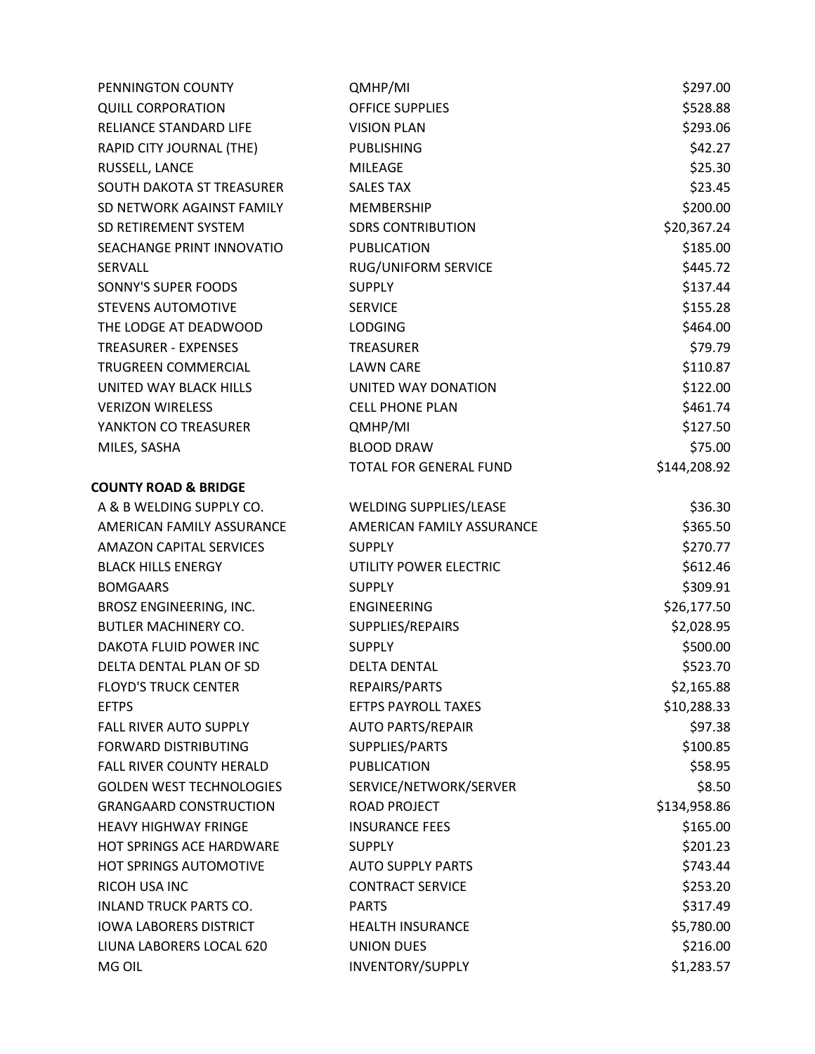| | | |
|---|---|---|
| PENNINGTON COUNTY | QMHP/MI | $297.00 |
| QUILL CORPORATION | OFFICE SUPPLIES | $528.88 |
| RELIANCE STANDARD LIFE | VISION PLAN | $293.06 |
| RAPID CITY JOURNAL (THE) | PUBLISHING | $42.27 |
| RUSSELL, LANCE | MILEAGE | $25.30 |
| SOUTH DAKOTA ST TREASURER | SALES TAX | $23.45 |
| SD NETWORK AGAINST FAMILY | MEMBERSHIP | $200.00 |
| SD RETIREMENT SYSTEM | SDRS CONTRIBUTION | $20,367.24 |
| SEACHANGE PRINT INNOVATIO | PUBLICATION | $185.00 |
| SERVALL | RUG/UNIFORM SERVICE | $445.72 |
| SONNY'S SUPER FOODS | SUPPLY | $137.44 |
| STEVENS AUTOMOTIVE | SERVICE | $155.28 |
| THE LODGE AT DEADWOOD | LODGING | $464.00 |
| TREASURER - EXPENSES | TREASURER | $79.79 |
| TRUGREEN COMMERCIAL | LAWN CARE | $110.87 |
| UNITED WAY BLACK HILLS | UNITED WAY DONATION | $122.00 |
| VERIZON WIRELESS | CELL PHONE PLAN | $461.74 |
| YANKTON CO TREASURER | QMHP/MI | $127.50 |
| MILES, SASHA | BLOOD DRAW | $75.00 |
| | TOTAL FOR GENERAL FUND | $144,208.92 |

**COUNTY ROAD & BRIDGE**

| | | |
|---|---|---|
| A & B WELDING SUPPLY CO. | WELDING SUPPLIES/LEASE | $36.30 |
| AMERICAN FAMILY ASSURANCE | AMERICAN FAMILY ASSURANCE | $365.50 |
| AMAZON CAPITAL SERVICES | SUPPLY | $270.77 |
| BLACK HILLS ENERGY | UTILITY POWER ELECTRIC | $612.46 |
| BOMGAARS | SUPPLY | $309.91 |
| BROSZ ENGINEERING, INC. | ENGINEERING | $26,177.50 |
| BUTLER MACHINERY CO. | SUPPLIES/REPAIRS | $2,028.95 |
| DAKOTA FLUID POWER INC | SUPPLY | $500.00 |
| DELTA DENTAL PLAN OF SD | DELTA DENTAL | $523.70 |
| FLOYD'S TRUCK CENTER | REPAIRS/PARTS | $2,165.88 |
| EFTPS | EFTPS PAYROLL TAXES | $10,288.33 |
| FALL RIVER AUTO SUPPLY | AUTO PARTS/REPAIR | $97.38 |
| FORWARD DISTRIBUTING | SUPPLIES/PARTS | $100.85 |
| FALL RIVER COUNTY HERALD | PUBLICATION | $58.95 |
| GOLDEN WEST TECHNOLOGIES | SERVICE/NETWORK/SERVER | $8.50 |
| GRANGAARD CONSTRUCTION | ROAD PROJECT | $134,958.86 |
| HEAVY HIGHWAY FRINGE | INSURANCE FEES | $165.00 |
| HOT SPRINGS ACE HARDWARE | SUPPLY | $201.23 |
| HOT SPRINGS AUTOMOTIVE | AUTO SUPPLY PARTS | $743.44 |
| RICOH USA INC | CONTRACT SERVICE | $253.20 |
| INLAND TRUCK PARTS CO. | PARTS | $317.49 |
| IOWA LABORERS DISTRICT | HEALTH INSURANCE | $5,780.00 |
| LIUNA LABORERS LOCAL 620 | UNION DUES | $216.00 |
| MG OIL | INVENTORY/SUPPLY | $1,283.57 |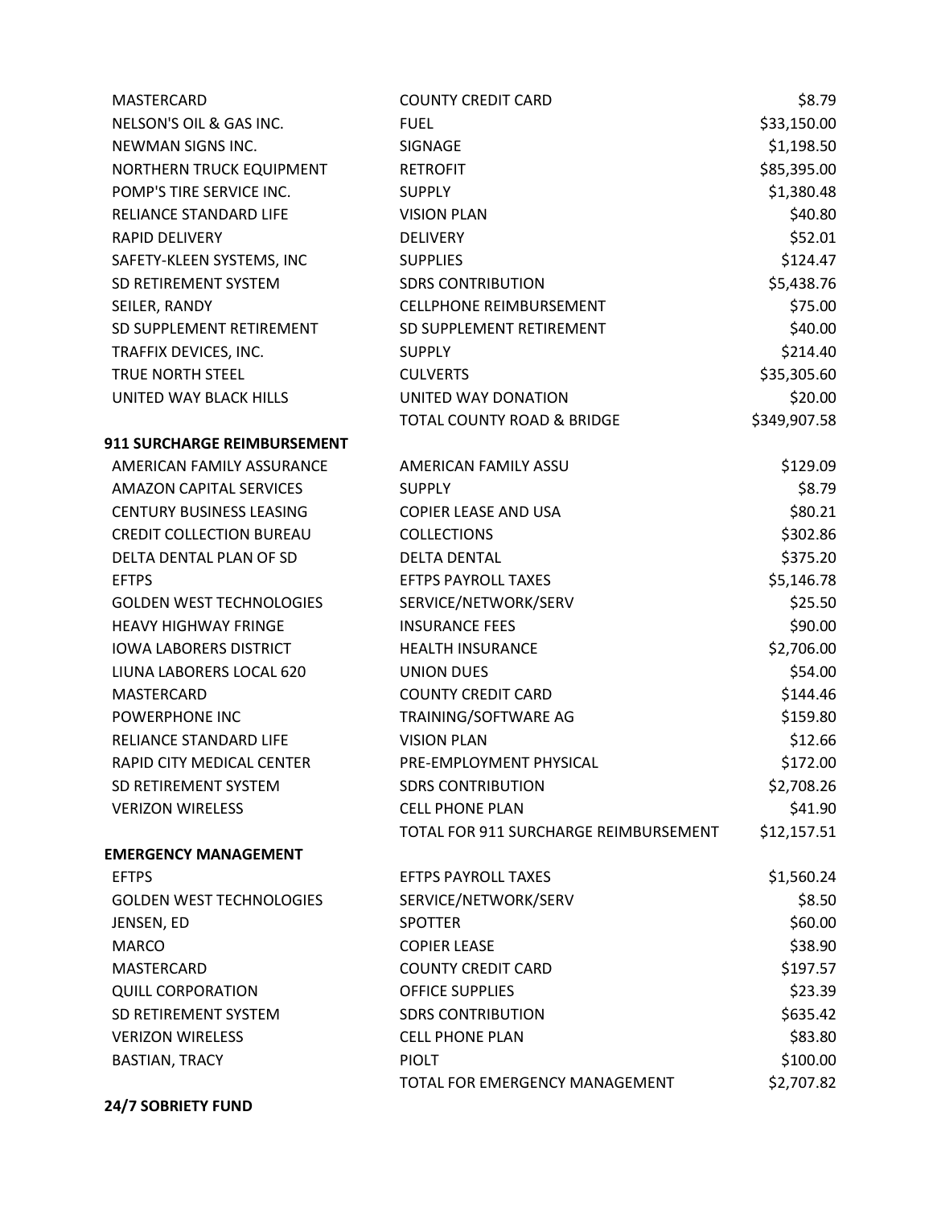| | | |
|---|---|---|
| MASTERCARD | COUNTY CREDIT CARD | $8.79 |
| NELSON'S OIL & GAS INC. | FUEL | $33,150.00 |
| NEWMAN SIGNS INC. | SIGNAGE | $1,198.50 |
| NORTHERN TRUCK EQUIPMENT | RETROFIT | $85,395.00 |
| POMP'S TIRE SERVICE INC. | SUPPLY | $1,380.48 |
| RELIANCE STANDARD LIFE | VISION PLAN | $40.80 |
| RAPID DELIVERY | DELIVERY | $52.01 |
| SAFETY-KLEEN SYSTEMS, INC | SUPPLIES | $124.47 |
| SD RETIREMENT SYSTEM | SDRS CONTRIBUTION | $5,438.76 |
| SEILER, RANDY | CELLPHONE REIMBURSEMENT | $75.00 |
| SD SUPPLEMENT RETIREMENT | SD SUPPLEMENT RETIREMENT | $40.00 |
| TRAFFIX DEVICES, INC. | SUPPLY | $214.40 |
| TRUE NORTH STEEL | CULVERTS | $35,305.60 |
| UNITED WAY BLACK HILLS | UNITED WAY DONATION | $20.00 |
| | TOTAL COUNTY ROAD & BRIDGE | $349,907.58 |

**911 SURCHARGE REIMBURSEMENT**

| | | |
|---|---|---|
| AMERICAN FAMILY ASSURANCE | AMERICAN FAMILY ASSU | $129.09 |
| AMAZON CAPITAL SERVICES | SUPPLY | $8.79 |
| CENTURY BUSINESS LEASING | COPIER LEASE AND USA | $80.21 |
| CREDIT COLLECTION BUREAU | COLLECTIONS | $302.86 |
| DELTA DENTAL PLAN OF SD | DELTA DENTAL | $375.20 |
| EFTPS | EFTPS PAYROLL TAXES | $5,146.78 |
| GOLDEN WEST TECHNOLOGIES | SERVICE/NETWORK/SERV | $25.50 |
| HEAVY HIGHWAY FRINGE | INSURANCE FEES | $90.00 |
| IOWA LABORERS DISTRICT | HEALTH INSURANCE | $2,706.00 |
| LIUNA LABORERS LOCAL 620 | UNION DUES | $54.00 |
| MASTERCARD | COUNTY CREDIT CARD | $144.46 |
| POWERPHONE INC | TRAINING/SOFTWARE AG | $159.80 |
| RELIANCE STANDARD LIFE | VISION PLAN | $12.66 |
| RAPID CITY MEDICAL CENTER | PRE-EMPLOYMENT PHYSICAL | $172.00 |
| SD RETIREMENT SYSTEM | SDRS CONTRIBUTION | $2,708.26 |
| VERIZON WIRELESS | CELL PHONE PLAN | $41.90 |
| | TOTAL FOR 911 SURCHARGE REIMBURSEMENT | $12,157.51 |

**EMERGENCY MANAGEMENT**

| | | |
|---|---|---|
| EFTPS | EFTPS PAYROLL TAXES | $1,560.24 |
| GOLDEN WEST TECHNOLOGIES | SERVICE/NETWORK/SERV | $8.50 |
| JENSEN, ED | SPOTTER | $60.00 |
| MARCO | COPIER LEASE | $38.90 |
| MASTERCARD | COUNTY CREDIT CARD | $197.57 |
| QUILL CORPORATION | OFFICE SUPPLIES | $23.39 |
| SD RETIREMENT SYSTEM | SDRS CONTRIBUTION | $635.42 |
| VERIZON WIRELESS | CELL PHONE PLAN | $83.80 |
| BASTIAN, TRACY | PIOLT | $100.00 |
| | TOTAL FOR EMERGENCY MANAGEMENT | $2,707.82 |

**24/7 SOBRIETY FUND**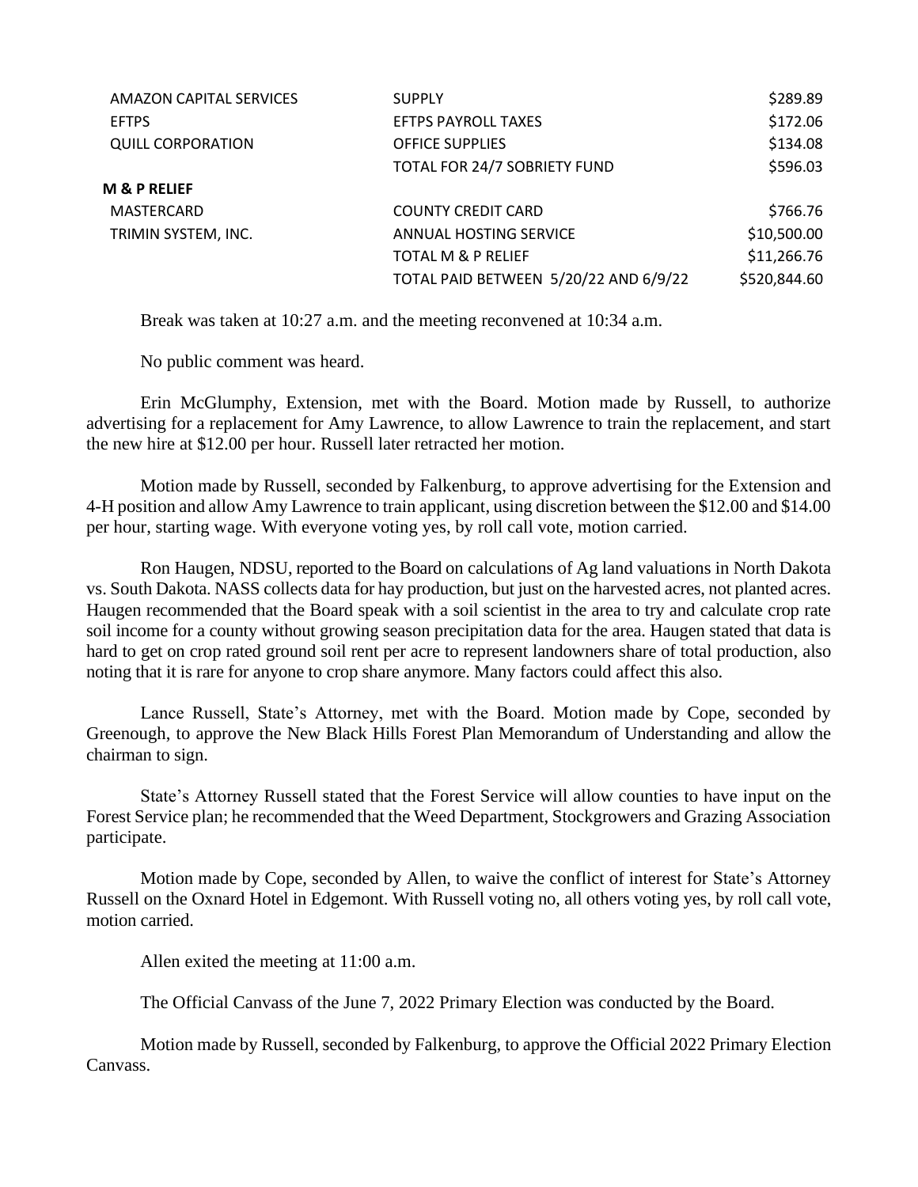| | | |
|---|---|---|
| AMAZON CAPITAL SERVICES | SUPPLY | $289.89 |
| EFTPS | EFTPS PAYROLL TAXES | $172.06 |
| QUILL CORPORATION | OFFICE SUPPLIES | $134.08 |
| | TOTAL FOR 24/7 SOBRIETY FUND | $596.03 |
| **M & P RELIEF** | | |
| MASTERCARD | COUNTY CREDIT CARD | $766.76 |
| TRIMIN SYSTEM, INC. | ANNUAL HOSTING SERVICE | $10,500.00 |
| | TOTAL M & P RELIEF | $11,266.76 |
| | TOTAL PAID BETWEEN 5/20/22 AND 6/9/22 | $520,844.60 |

Break was taken at 10:27 a.m. and the meeting reconvened at 10:34 a.m.

No public comment was heard.

Erin McGlumphy, Extension, met with the Board. Motion made by Russell, to authorize advertising for a replacement for Amy Lawrence, to allow Lawrence to train the replacement, and start the new hire at $12.00 per hour. Russell later retracted her motion.

Motion made by Russell, seconded by Falkenburg, to approve advertising for the Extension and 4-H position and allow Amy Lawrence to train applicant, using discretion between the $12.00 and $14.00 per hour, starting wage. With everyone voting yes, by roll call vote, motion carried.

Ron Haugen, NDSU, reported to the Board on calculations of Ag land valuations in North Dakota vs. South Dakota. NASS collects data for hay production, but just on the harvested acres, not planted acres. Haugen recommended that the Board speak with a soil scientist in the area to try and calculate crop rate soil income for a county without growing season precipitation data for the area. Haugen stated that data is hard to get on crop rated ground soil rent per acre to represent landowners share of total production, also noting that it is rare for anyone to crop share anymore. Many factors could affect this also.

Lance Russell, State's Attorney, met with the Board. Motion made by Cope, seconded by Greenough, to approve the New Black Hills Forest Plan Memorandum of Understanding and allow the chairman to sign.

State's Attorney Russell stated that the Forest Service will allow counties to have input on the Forest Service plan; he recommended that the Weed Department, Stockgrowers and Grazing Association participate.

Motion made by Cope, seconded by Allen, to waive the conflict of interest for State's Attorney Russell on the Oxnard Hotel in Edgemont. With Russell voting no, all others voting yes, by roll call vote, motion carried.

Allen exited the meeting at 11:00 a.m.

The Official Canvass of the June 7, 2022 Primary Election was conducted by the Board.

Motion made by Russell, seconded by Falkenburg, to approve the Official 2022 Primary Election Canvass.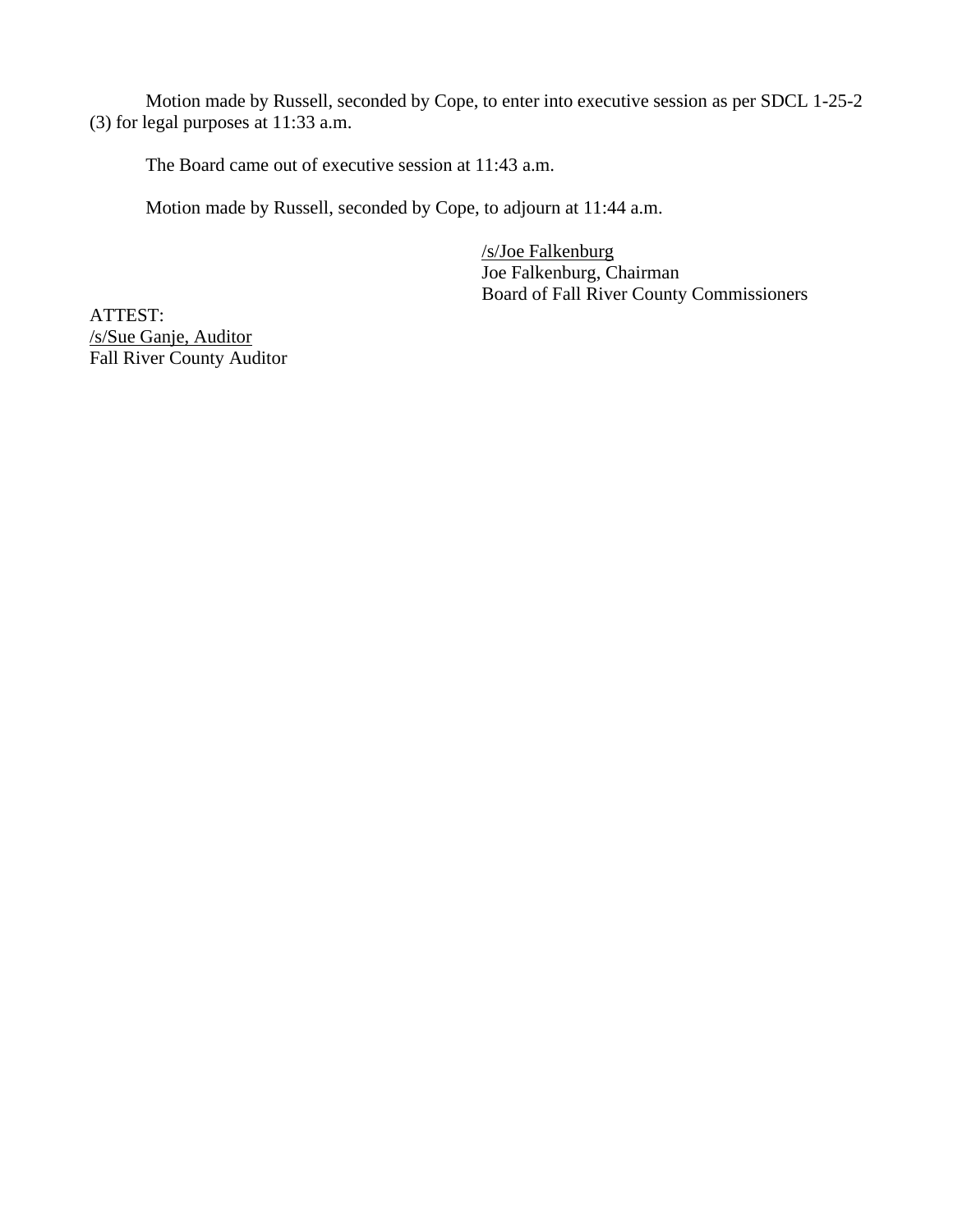Motion made by Russell, seconded by Cope, to enter into executive session as per SDCL 1-25-2 (3) for legal purposes at 11:33 a.m.

The Board came out of executive session at 11:43 a.m.

Motion made by Russell, seconded by Cope, to adjourn at 11:44 a.m.

/s/Joe Falkenburg
Joe Falkenburg, Chairman
Board of Fall River County Commissioners

ATTEST:
/s/Sue Ganje, Auditor
Fall River County Auditor